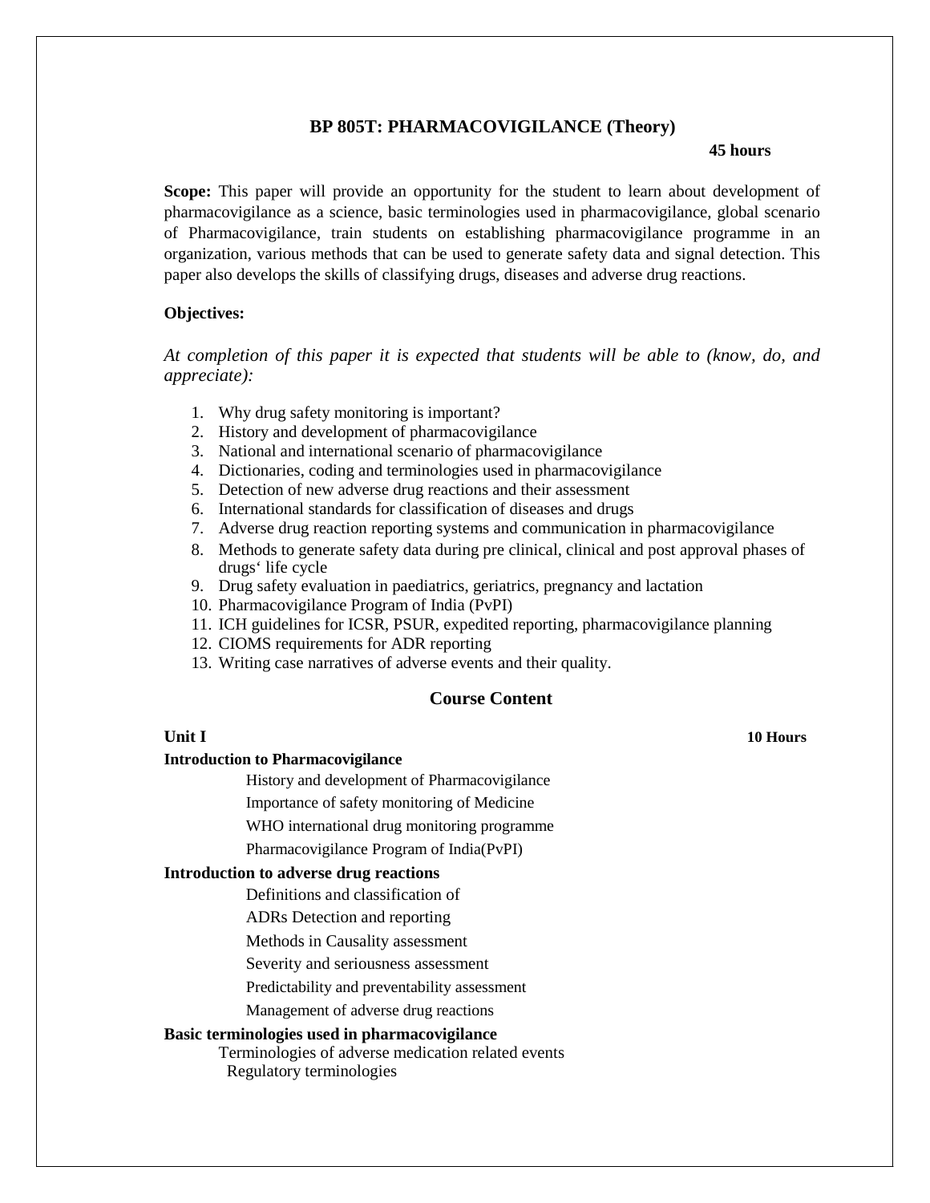## BP 805T: PHARMACOVIGILANCE (Theory)

**45 hours**

**Scope:** This paper will provide an opportunity for the student to learn about development of pharmacovigilance as a science, basic terminologies used in pharmacovigilance, global scenario of Pharmacovigilance, train students on establishing pharmacovigilance programme in an organization, various methods that can be used to generate safety data and signal detection. This paper also develops the skills of classifying drugs, diseases and adverse drug reactions.

**Objectives:**

*At completion of this paper it is expected that students will be able to (know, do, and appreciate):*

1. Why drug safety monitoring is important?
2. History and development of pharmacovigilance
3. National and international scenario of pharmacovigilance
4. Dictionaries, coding and terminologies used in pharmacovigilance
5. Detection of new adverse drug reactions and their assessment
6. International standards for classification of diseases and drugs
7. Adverse drug reaction reporting systems and communication in pharmacovigilance
8. Methods to generate safety data during pre clinical, clinical and post approval phases of drugs' life cycle
9. Drug safety evaluation in paediatrics, geriatrics, pregnancy and lactation
10. Pharmacovigilance Program of India (PvPI)
11. ICH guidelines for ICSR, PSUR, expedited reporting, pharmacovigilance planning
12. CIOMS requirements for ADR reporting
13. Writing case narratives of adverse events and their quality.

### Course Content

**Unit I** **10 Hours**

**Introduction to Pharmacovigilance**

History and development of Pharmacovigilance

Importance of safety monitoring of Medicine

WHO international drug monitoring programme

Pharmacovigilance Program of India(PvPI)

**Introduction to adverse drug reactions**

Definitions and classification of

ADRs Detection and reporting

Methods in Causality assessment

Severity and seriousness assessment

Predictability and preventability assessment

Management of adverse drug reactions

**Basic terminologies used in pharmacovigilance**

Terminologies of adverse medication related events

Regulatory terminologies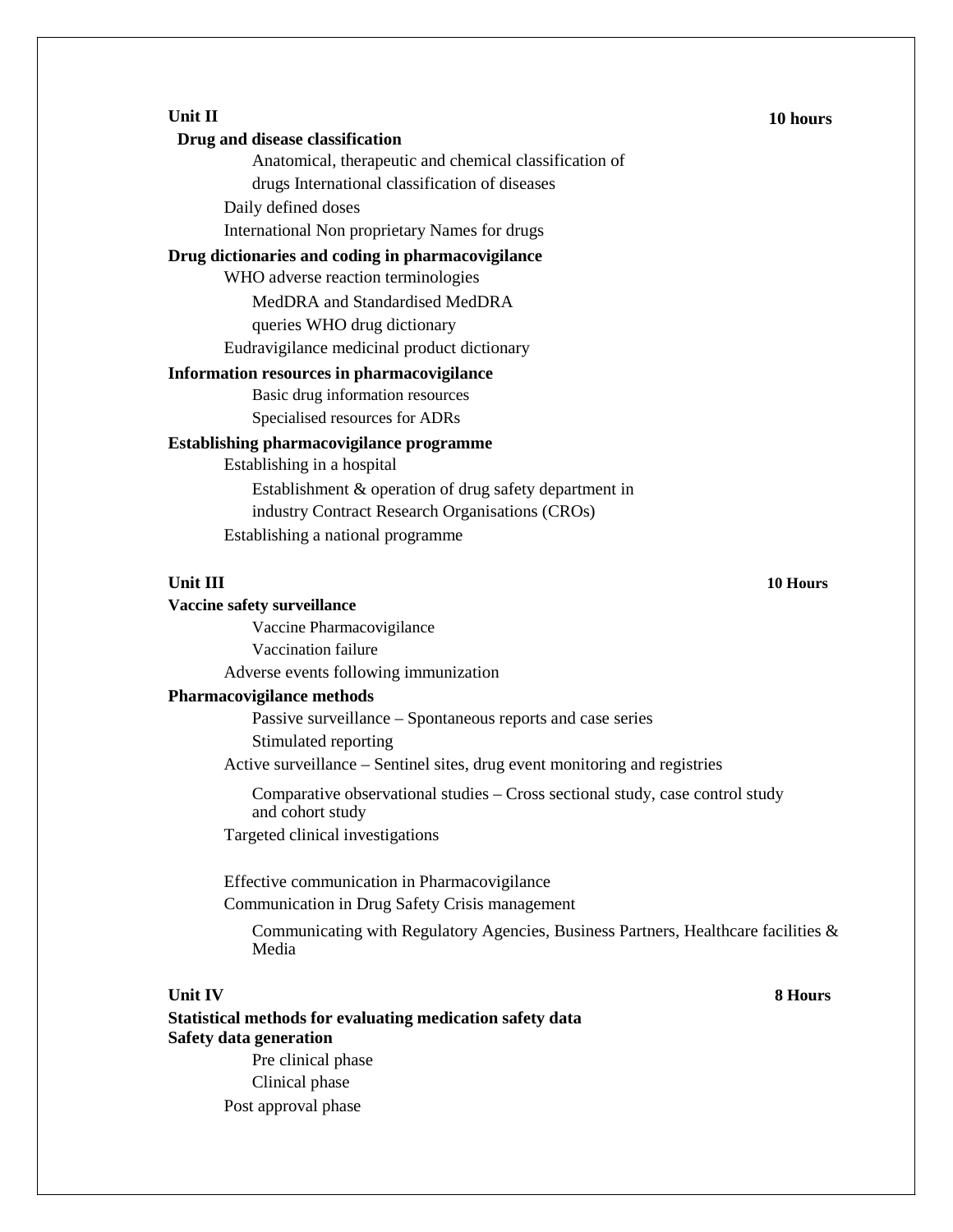**Unit II** **10 hours**

**Drug and disease classification**

Anatomical, therapeutic and chemical classification of drugs International classification of diseases

Daily defined doses

International Non proprietary Names for drugs

**Drug dictionaries and coding in pharmacovigilance**

WHO adverse reaction terminologies

MedDRA and Standardised MedDRA queries WHO drug dictionary

Eudravigilance medicinal product dictionary

**Information resources in pharmacovigilance**

Basic drug information resources

Specialised resources for ADRs

**Establishing pharmacovigilance programme**

Establishing in a hospital

Establishment & operation of drug safety department in industry Contract Research Organisations (CROs)

Establishing a national programme

**Unit III** **10 Hours**

**Vaccine safety surveillance**

Vaccine Pharmacovigilance

Vaccination failure

Adverse events following immunization

**Pharmacovigilance methods**

Passive surveillance – Spontaneous reports and case series

Stimulated reporting

Active surveillance – Sentinel sites, drug event monitoring and registries

Comparative observational studies – Cross sectional study, case control study and cohort study

Targeted clinical investigations

Effective communication in Pharmacovigilance

Communication in Drug Safety Crisis management

Communicating with Regulatory Agencies, Business Partners, Healthcare facilities & Media

**Unit IV** **8 Hours**

**Statistical methods for evaluating medication safety data**

**Safety data generation**

Pre clinical phase

Clinical phase

Post approval phase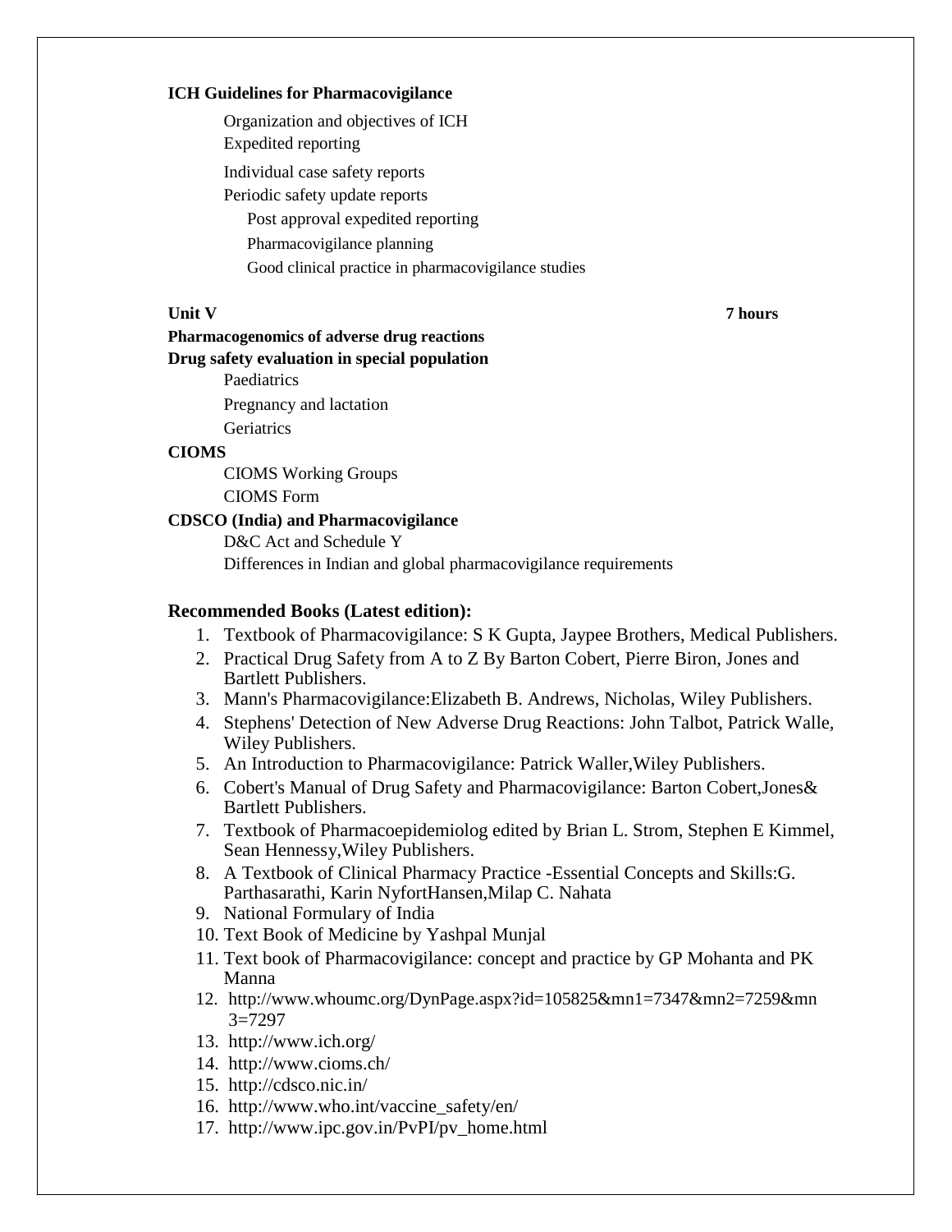**ICH Guidelines for Pharmacovigilance**

- Organization and objectives of ICH
- Expedited reporting
- Individual case safety reports
- Periodic safety update reports
  - Post approval expedited reporting
  - Pharmacovigilance planning
  - Good clinical practice in pharmacovigilance studies

**Unit V** **7 hours**

**Pharmacogenomics of adverse drug reactions**

**Drug safety evaluation in special population**

- Paediatrics
- Pregnancy and lactation
- Geriatrics

**CIOMS**

- CIOMS Working Groups
- CIOMS Form

**CDSCO (India) and Pharmacovigilance**

- D&C Act and Schedule Y
- Differences in Indian and global pharmacovigilance requirements

### Recommended Books (Latest edition):

1. Textbook of Pharmacovigilance: S K Gupta, Jaypee Brothers, Medical Publishers.
2. Practical Drug Safety from A to Z By Barton Cobert, Pierre Biron, Jones and Bartlett Publishers.
3. Mann's Pharmacovigilance:Elizabeth B. Andrews, Nicholas, Wiley Publishers.
4. Stephens' Detection of New Adverse Drug Reactions: John Talbot, Patrick Walle, Wiley Publishers.
5. An Introduction to Pharmacovigilance: Patrick Waller,Wiley Publishers.
6. Cobert's Manual of Drug Safety and Pharmacovigilance: Barton Cobert,Jones& Bartlett Publishers.
7. Textbook of Pharmacoepidemiolog edited by Brian L. Strom, Stephen E Kimmel, Sean Hennessy,Wiley Publishers.
8. A Textbook of Clinical Pharmacy Practice -Essential Concepts and Skills:G. Parthasarathi, Karin NyfortHansen,Milap C. Nahata
9. National Formulary of India
10. Text Book of Medicine by Yashpal Munjal
11. Text book of Pharmacovigilance: concept and practice by GP Mohanta and PK Manna
12. http://www.whoumc.org/DynPage.aspx?id=105825&mn1=7347&mn2=7259&mn3=7297
13. http://www.ich.org/
14. http://www.cioms.ch/
15. http://cdsco.nic.in/
16. http://www.who.int/vaccine_safety/en/
17. http://www.ipc.gov.in/PvPI/pv_home.html